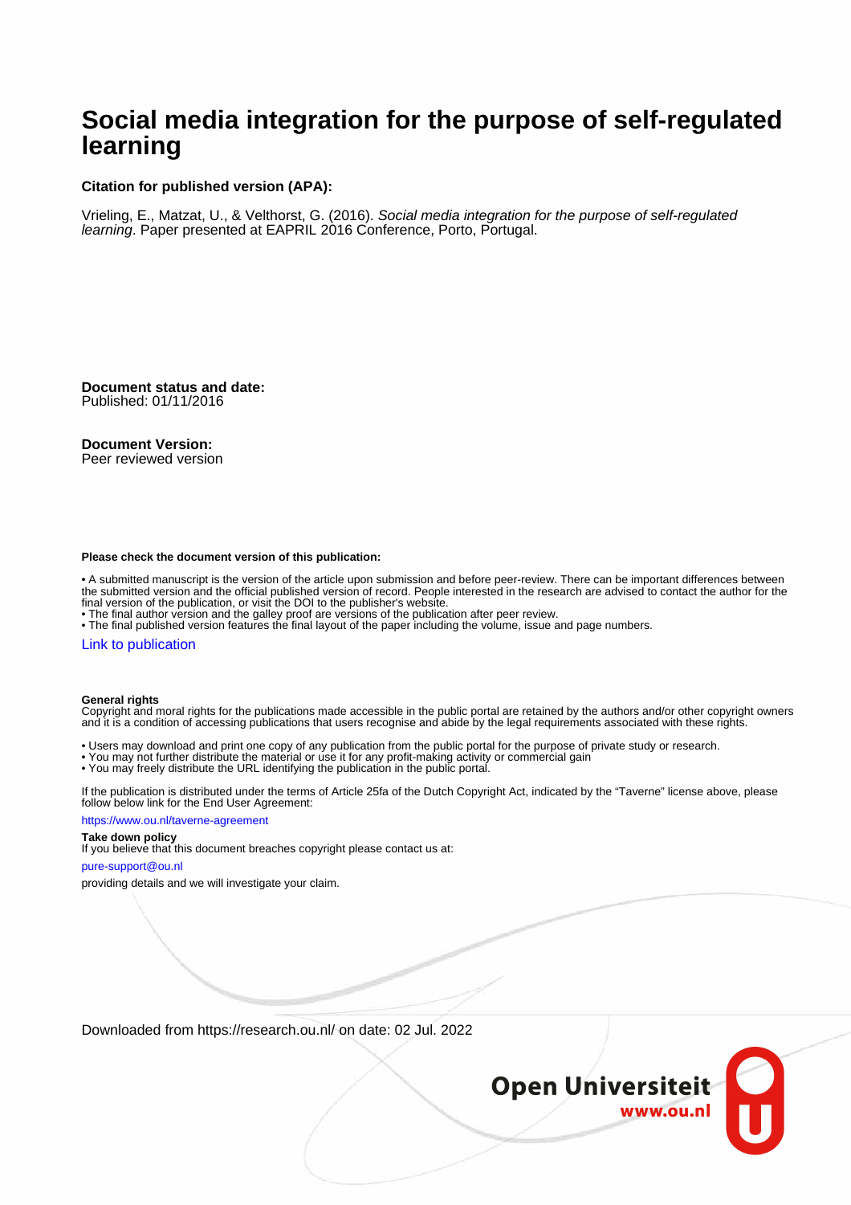# Social media integration for the purpose of self-regulated learning

**Citation for published version (APA):**

Vrieling, E., Matzat, U., & Velthorst, G. (2016). *Social media integration for the purpose of self-regulated learning*. Paper presented at EAPRIL 2016 Conference, Porto, Portugal.

**Document status and date:**
Published: 01/11/2016

**Document Version:**
Peer reviewed version

**Please check the document version of this publication:**

• A submitted manuscript is the version of the article upon submission and before peer-review. There can be important differences between the submitted version and the official published version of record. People interested in the research are advised to contact the author for the final version of the publication, or visit the DOI to the publisher's website.
• The final author version and the galley proof are versions of the publication after peer review.
• The final published version features the final layout of the paper including the volume, issue and page numbers.

Link to publication

**General rights**
Copyright and moral rights for the publications made accessible in the public portal are retained by the authors and/or other copyright owners and it is a condition of accessing publications that users recognise and abide by the legal requirements associated with these rights.

• Users may download and print one copy of any publication from the public portal for the purpose of private study or research.
• You may not further distribute the material or use it for any profit-making activity or commercial gain
• You may freely distribute the URL identifying the publication in the public portal.

If the publication is distributed under the terms of Article 25fa of the Dutch Copyright Act, indicated by the "Taverne" license above, please follow below link for the End User Agreement:

https://www.ou.nl/taverne-agreement

**Take down policy**
If you believe that this document breaches copyright please contact us at:

pure-support@ou.nl

providing details and we will investigate your claim.

Downloaded from https://research.ou.nl/ on date: 02 Jul. 2022

Open Universiteit
www.ou.nl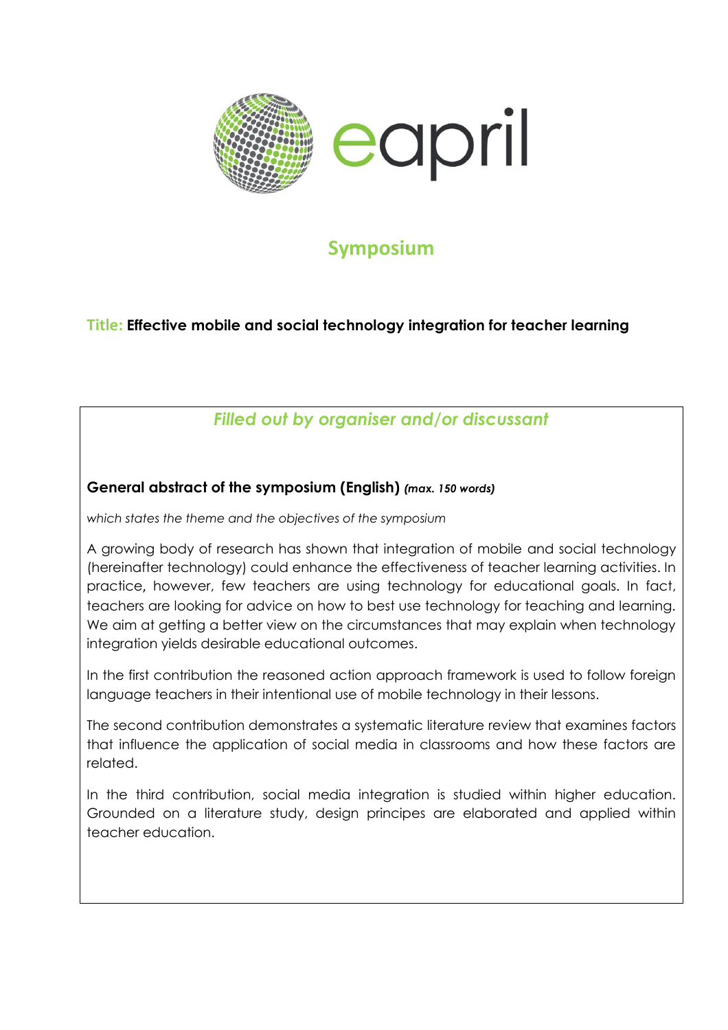eapril

## Symposium

**Title: Effective mobile and social technology integration for teacher learning**

### *Filled out by organiser and/or discussant*

**General abstract of the symposium (English)** ***(max. 150 words)***

*which states the theme and the objectives of the symposium*

A growing body of research has shown that integration of mobile and social technology (hereinafter technology) could enhance the effectiveness of teacher learning activities. In practice, however, few teachers are using technology for educational goals. In fact, teachers are looking for advice on how to best use technology for teaching and learning. We aim at getting a better view on the circumstances that may explain when technology integration yields desirable educational outcomes.

In the first contribution the reasoned action approach framework is used to follow foreign language teachers in their intentional use of mobile technology in their lessons.

The second contribution demonstrates a systematic literature review that examines factors that influence the application of social media in classrooms and how these factors are related.

In the third contribution, social media integration is studied within higher education. Grounded on a literature study, design principes are elaborated and applied within teacher education.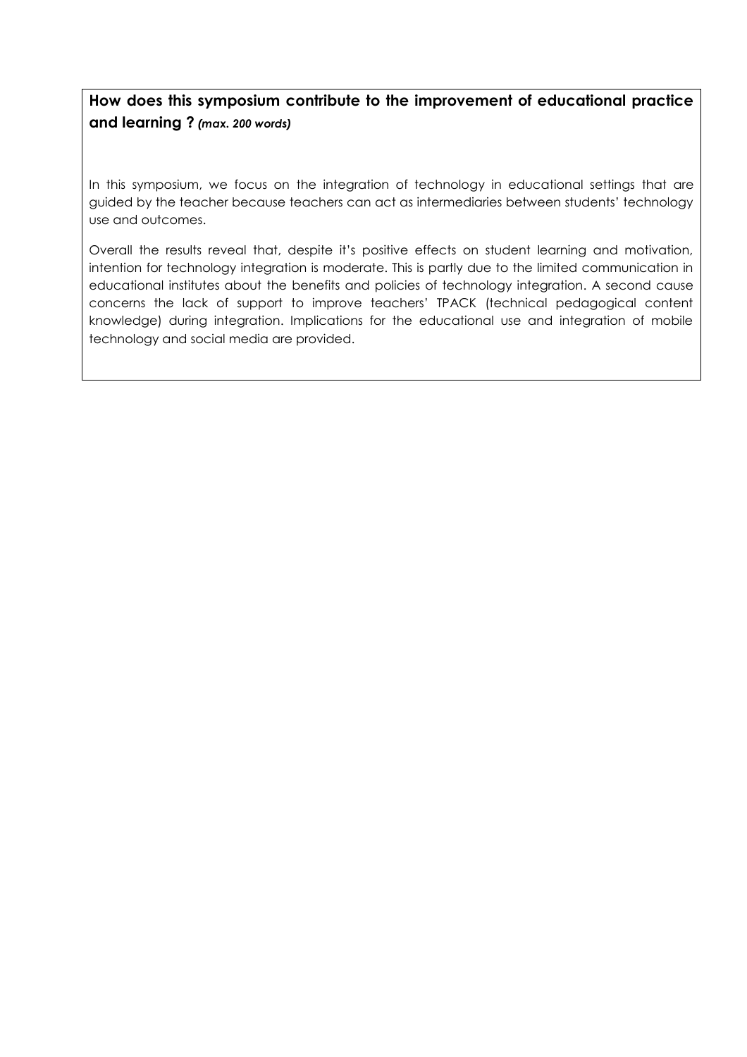**How does this symposium contribute to the improvement of educational practice and learning ?** ***(max. 200 words)***

In this symposium, we focus on the integration of technology in educational settings that are guided by the teacher because teachers can act as intermediaries between students' technology use and outcomes.

Overall the results reveal that, despite it's positive effects on student learning and motivation, intention for technology integration is moderate. This is partly due to the limited communication in educational institutes about the benefits and policies of technology integration. A second cause concerns the lack of support to improve teachers' TPACK (technical pedagogical content knowledge) during integration. Implications for the educational use and integration of mobile technology and social media are provided.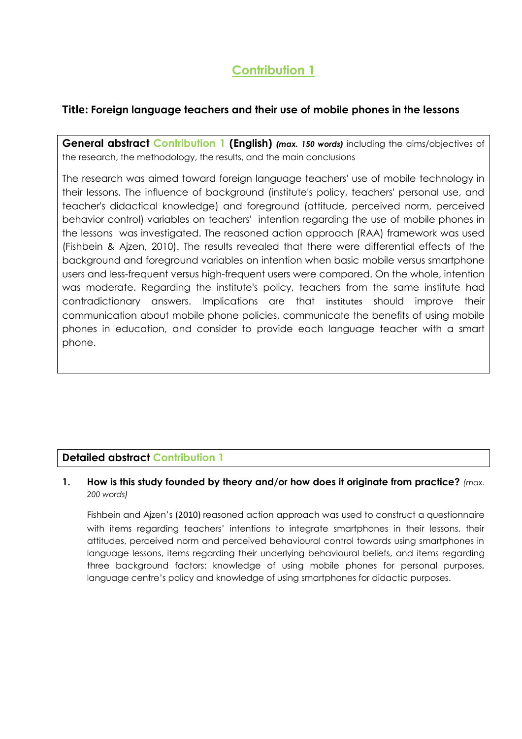# Contribution 1

## Title: Foreign language teachers and their use of mobile phones in the lessons

**General abstract Contribution 1 (English)** ***(max. 150 words)*** including the aims/objectives of the research, the methodology, the results, and the main conclusions

The research was aimed toward foreign language teachers' use of mobile technology in their lessons. The influence of background (institute's policy, teachers' personal use, and teacher's didactical knowledge) and foreground (attitude, perceived norm, perceived behavior control) variables on teachers' intention regarding the use of mobile phones in the lessons was investigated. The reasoned action approach (RAA) framework was used (Fishbein & Ajzen, 2010). The results revealed that there were differential effects of the background and foreground variables on intention when basic mobile versus smartphone users and less-frequent versus high-frequent users were compared. On the whole, intention was moderate. Regarding the institute's policy, teachers from the same institute had contradictionary answers. Implications are that institutes should improve their communication about mobile phone policies, communicate the benefits of using mobile phones in education, and consider to provide each language teacher with a smart phone.

**Detailed abstract Contribution 1**

1. **How is this study founded by theory and/or how does it originate from practice?** *(max. 200 words)*

   Fishbein and Ajzen's (2010) reasoned action approach was used to construct a questionnaire with items regarding teachers' intentions to integrate smartphones in their lessons, their attitudes, perceived norm and perceived behavioural control towards using smartphones in language lessons, items regarding their underlying behavioural beliefs, and items regarding three background factors: knowledge of using mobile phones for personal purposes, language centre's policy and knowledge of using smartphones for didactic purposes.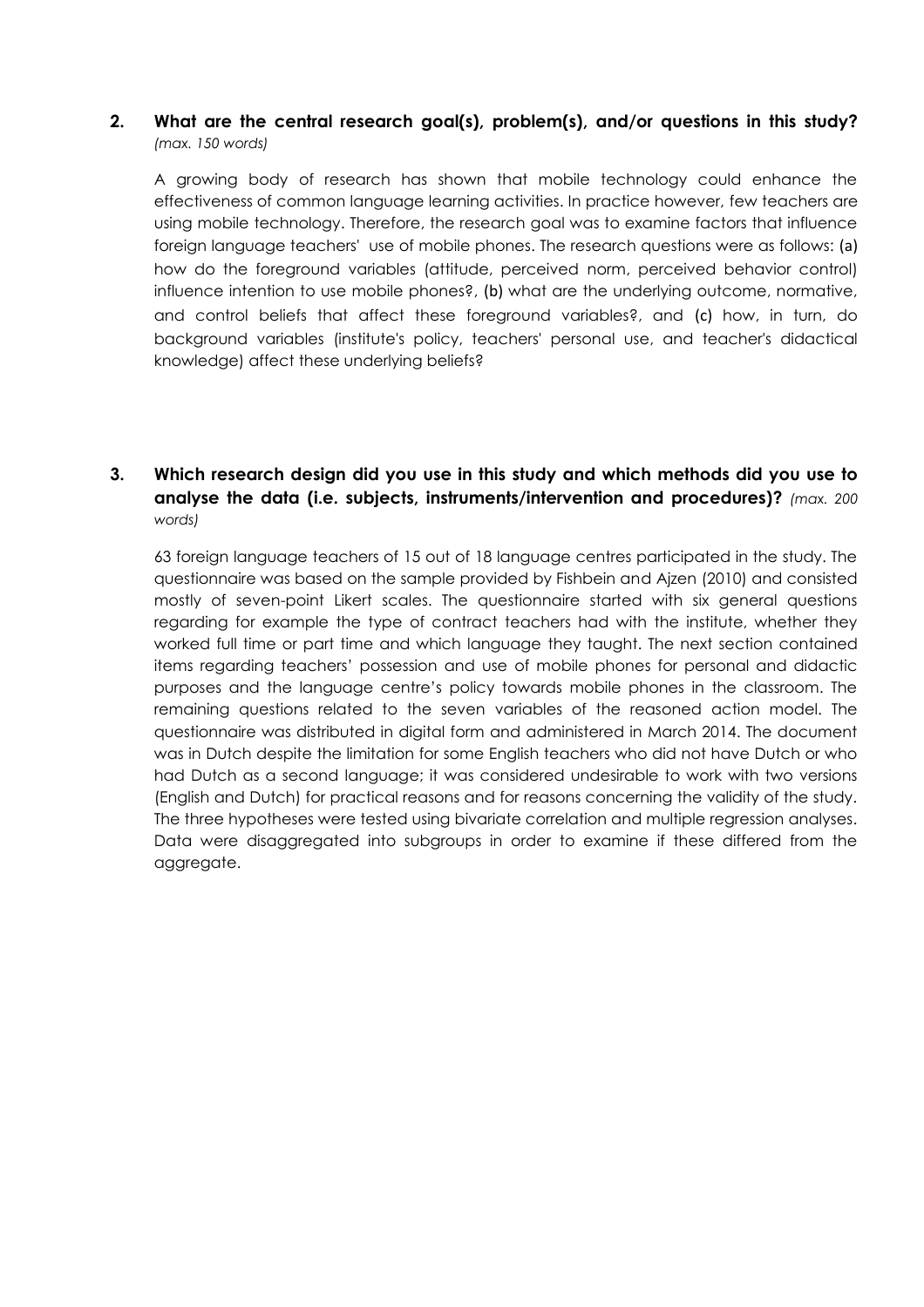**2. What are the central research goal(s), problem(s), and/or questions in this study?** *(max. 150 words)*

A growing body of research has shown that mobile technology could enhance the effectiveness of common language learning activities. In practice however, few teachers are using mobile technology. Therefore, the research goal was to examine factors that influence foreign language teachers' use of mobile phones. The research questions were as follows: (a) how do the foreground variables (attitude, perceived norm, perceived behavior control) influence intention to use mobile phones?, (b) what are the underlying outcome, normative, and control beliefs that affect these foreground variables?, and (c) how, in turn, do background variables (institute's policy, teachers' personal use, and teacher's didactical knowledge) affect these underlying beliefs?

**3. Which research design did you use in this study and which methods did you use to analyse the data (i.e. subjects, instruments/intervention and procedures)?** *(max. 200 words)*

63 foreign language teachers of 15 out of 18 language centres participated in the study. The questionnaire was based on the sample provided by Fishbein and Ajzen (2010) and consisted mostly of seven-point Likert scales. The questionnaire started with six general questions regarding for example the type of contract teachers had with the institute, whether they worked full time or part time and which language they taught. The next section contained items regarding teachers' possession and use of mobile phones for personal and didactic purposes and the language centre's policy towards mobile phones in the classroom. The remaining questions related to the seven variables of the reasoned action model. The questionnaire was distributed in digital form and administered in March 2014. The document was in Dutch despite the limitation for some English teachers who did not have Dutch or who had Dutch as a second language; it was considered undesirable to work with two versions (English and Dutch) for practical reasons and for reasons concerning the validity of the study. The three hypotheses were tested using bivariate correlation and multiple regression analyses. Data were disaggregated into subgroups in order to examine if these differed from the aggregate.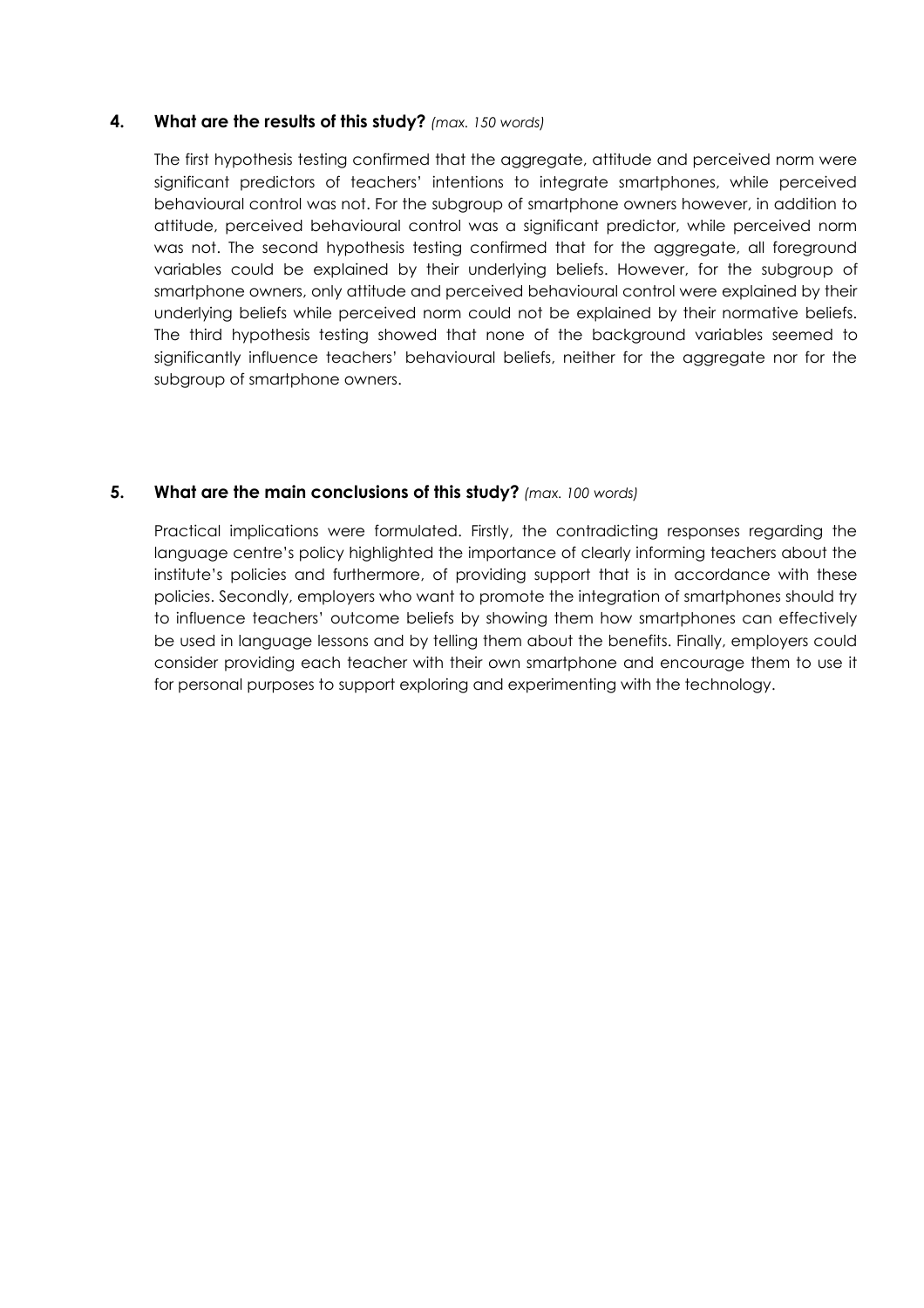## 4. What are the results of this study? *(max. 150 words)*

The first hypothesis testing confirmed that the aggregate, attitude and perceived norm were significant predictors of teachers' intentions to integrate smartphones, while perceived behavioural control was not. For the subgroup of smartphone owners however, in addition to attitude, perceived behavioural control was a significant predictor, while perceived norm was not. The second hypothesis testing confirmed that for the aggregate, all foreground variables could be explained by their underlying beliefs. However, for the subgroup of smartphone owners, only attitude and perceived behavioural control were explained by their underlying beliefs while perceived norm could not be explained by their normative beliefs. The third hypothesis testing showed that none of the background variables seemed to significantly influence teachers' behavioural beliefs, neither for the aggregate nor for the subgroup of smartphone owners.

## 5. What are the main conclusions of this study? *(max. 100 words)*

Practical implications were formulated. Firstly, the contradicting responses regarding the language centre's policy highlighted the importance of clearly informing teachers about the institute's policies and furthermore, of providing support that is in accordance with these policies. Secondly, employers who want to promote the integration of smartphones should try to influence teachers' outcome beliefs by showing them how smartphones can effectively be used in language lessons and by telling them about the benefits. Finally, employers could consider providing each teacher with their own smartphone and encourage them to use it for personal purposes to support exploring and experimenting with the technology.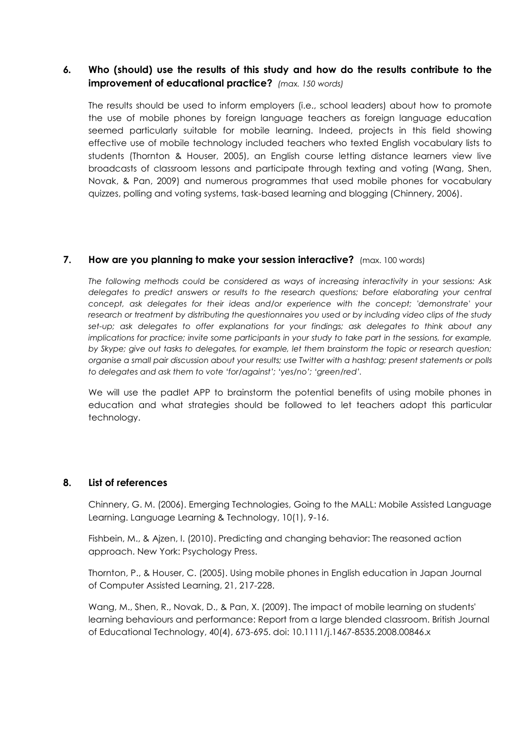## 6. Who (should) use the results of this study and how do the results contribute to the improvement of educational practice? *(max. 150 words)*

The results should be used to inform employers (i.e., school leaders) about how to promote the use of mobile phones by foreign language teachers as foreign language education seemed particularly suitable for mobile learning. Indeed, projects in this field showing effective use of mobile technology included teachers who texted English vocabulary lists to students (Thornton & Houser, 2005), an English course letting distance learners view live broadcasts of classroom lessons and participate through texting and voting (Wang, Shen, Novak, & Pan, 2009) and numerous programmes that used mobile phones for vocabulary quizzes, polling and voting systems, task-based learning and blogging (Chinnery, 2006).

## 7. How are you planning to make your session interactive? (max. 100 words)

*The following methods could be considered as ways of increasing interactivity in your sessions: Ask delegates to predict answers or results to the research questions; before elaborating your central concept, ask delegates for their ideas and/or experience with the concept; 'demonstrate' your research or treatment by distributing the questionnaires you used or by including video clips of the study set-up; ask delegates to offer explanations for your findings; ask delegates to think about any implications for practice; invite some participants in your study to take part in the sessions, for example, by Skype; give out tasks to delegates, for example, let them brainstorm the topic or research question; organise a small pair discussion about your results; use Twitter with a hashtag; present statements or polls to delegates and ask them to vote 'for/against'; 'yes/no'; 'green/red'.*

We will use the padlet APP to brainstorm the potential benefits of using mobile phones in education and what strategies should be followed to let teachers adopt this particular technology.

## 8. List of references

Chinnery, G. M. (2006). Emerging Technologies, Going to the MALL: Mobile Assisted Language Learning. Language Learning & Technology, 10(1), 9-16.

Fishbein, M., & Ajzen, I. (2010). Predicting and changing behavior: The reasoned action approach. New York: Psychology Press.

Thornton, P., & Houser, C. (2005). Using mobile phones in English education in Japan Journal of Computer Assisted Learning, 21, 217-228.

Wang, M., Shen, R., Novak, D., & Pan, X. (2009). The impact of mobile learning on students' learning behaviours and performance: Report from a large blended classroom. British Journal of Educational Technology, 40(4), 673-695. doi: 10.1111/j.1467-8535.2008.00846.x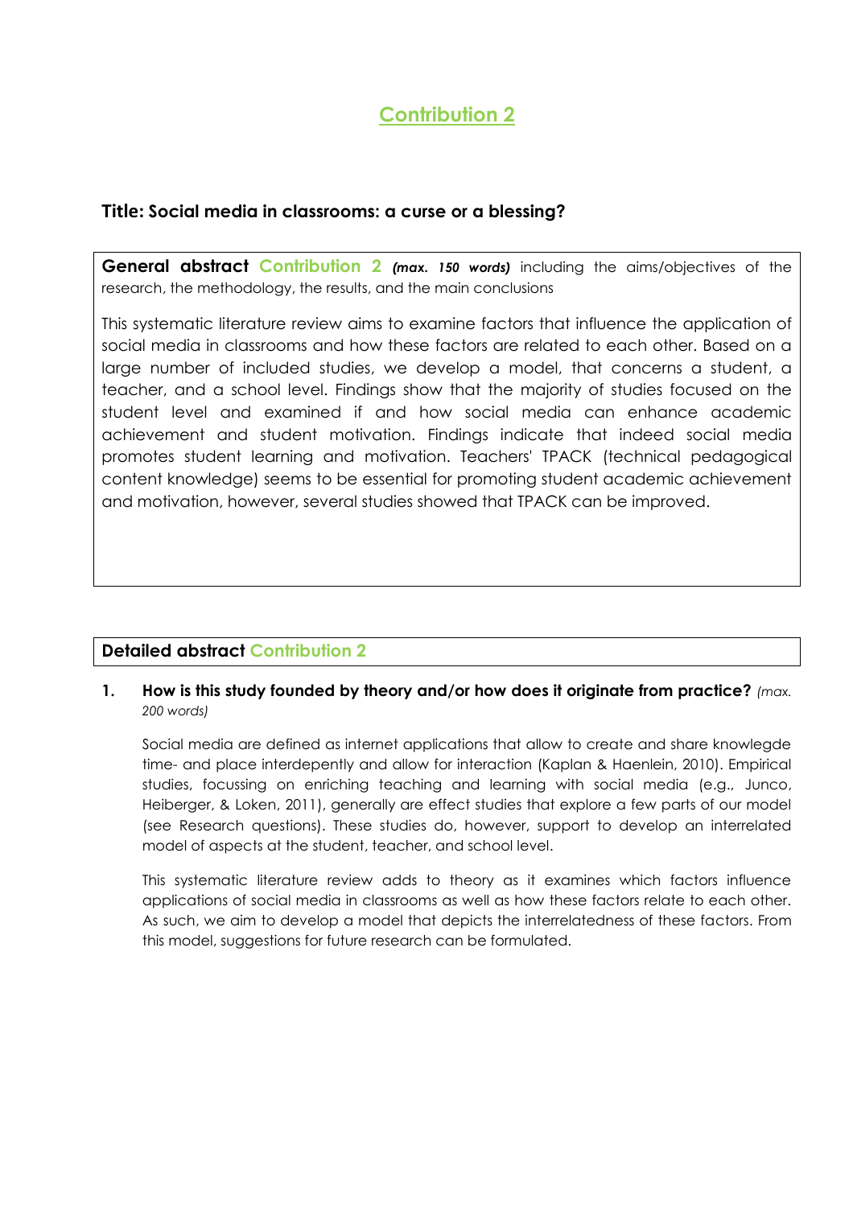# Contribution 2

## Title: Social media in classrooms: a curse or a blessing?

**General abstract Contribution 2** ***(max. 150 words)*** including the aims/objectives of the research, the methodology, the results, and the main conclusions

This systematic literature review aims to examine factors that influence the application of social media in classrooms and how these factors are related to each other. Based on a large number of included studies, we develop a model, that concerns a student, a teacher, and a school level. Findings show that the majority of studies focused on the student level and examined if and how social media can enhance academic achievement and student motivation. Findings indicate that indeed social media promotes student learning and motivation. Teachers' TPACK (technical pedagogical content knowledge) seems to be essential for promoting student academic achievement and motivation, however, several studies showed that TPACK can be improved.

## Detailed abstract Contribution 2

**1. How is this study founded by theory and/or how does it originate from practice?** *(max. 200 words)*

Social media are defined as internet applications that allow to create and share knowlegde time- and place interdepently and allow for interaction (Kaplan & Haenlein, 2010). Empirical studies, focussing on enriching teaching and learning with social media (e.g., Junco, Heiberger, & Loken, 2011), generally are effect studies that explore a few parts of our model (see Research questions). These studies do, however, support to develop an interrelated model of aspects at the student, teacher, and school level.

This systematic literature review adds to theory as it examines which factors influence applications of social media in classrooms as well as how these factors relate to each other. As such, we aim to develop a model that depicts the interrelatedness of these factors. From this model, suggestions for future research can be formulated.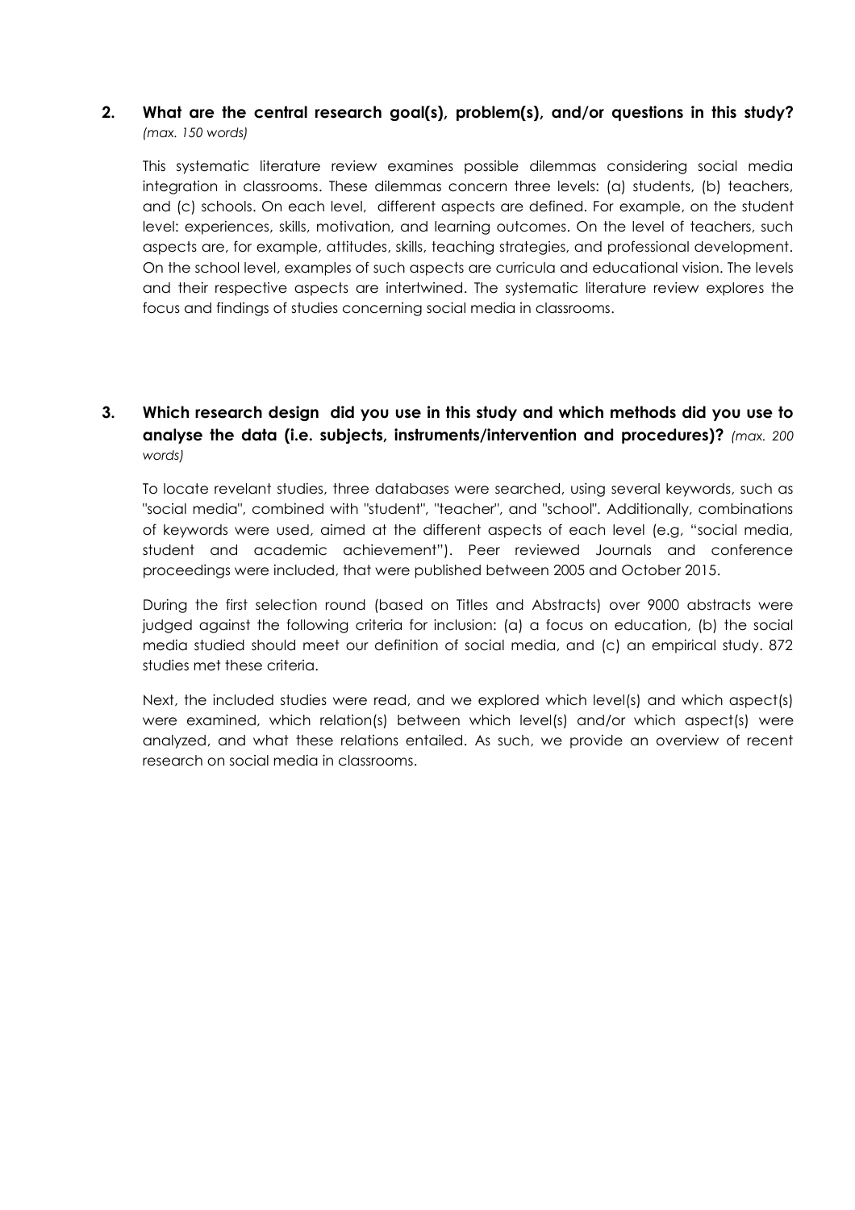## 2. What are the central research goal(s), problem(s), and/or questions in this study? *(max. 150 words)*

This systematic literature review examines possible dilemmas considering social media integration in classrooms. These dilemmas concern three levels: (a) students, (b) teachers, and (c) schools. On each level, different aspects are defined. For example, on the student level: experiences, skills, motivation, and learning outcomes. On the level of teachers, such aspects are, for example, attitudes, skills, teaching strategies, and professional development. On the school level, examples of such aspects are curricula and educational vision. The levels and their respective aspects are intertwined. The systematic literature review explores the focus and findings of studies concerning social media in classrooms.

## 3. Which research design did you use in this study and which methods did you use to analyse the data (i.e. subjects, instruments/intervention and procedures)? *(max. 200 words)*

To locate revelant studies, three databases were searched, using several keywords, such as "social media", combined with "student", "teacher", and "school". Additionally, combinations of keywords were used, aimed at the different aspects of each level (e.g, "social media, student and academic achievement"). Peer reviewed Journals and conference proceedings were included, that were published between 2005 and October 2015.

During the first selection round (based on Titles and Abstracts) over 9000 abstracts were judged against the following criteria for inclusion: (a) a focus on education, (b) the social media studied should meet our definition of social media, and (c) an empirical study. 872 studies met these criteria.

Next, the included studies were read, and we explored which level(s) and which aspect(s) were examined, which relation(s) between which level(s) and/or which aspect(s) were analyzed, and what these relations entailed. As such, we provide an overview of recent research on social media in classrooms.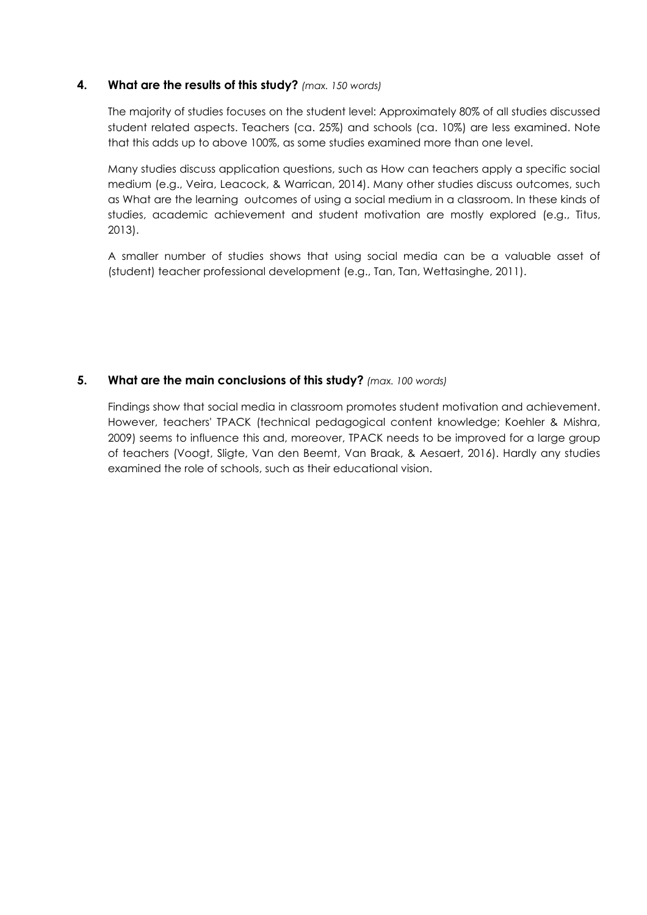## 4. What are the results of this study? *(max. 150 words)*

The majority of studies focuses on the student level: Approximately 80% of all studies discussed student related aspects. Teachers (ca. 25%) and schools (ca. 10%) are less examined. Note that this adds up to above 100%, as some studies examined more than one level.

Many studies discuss application questions, such as How can teachers apply a specific social medium (e.g., Veira, Leacock, & Warrican, 2014). Many other studies discuss outcomes, such as What are the learning outcomes of using a social medium in a classroom. In these kinds of studies, academic achievement and student motivation are mostly explored (e.g., Titus, 2013).

A smaller number of studies shows that using social media can be a valuable asset of (student) teacher professional development (e.g., Tan, Tan, Wettasinghe, 2011).

## 5. What are the main conclusions of this study? *(max. 100 words)*

Findings show that social media in classroom promotes student motivation and achievement. However, teachers' TPACK (technical pedagogical content knowledge; Koehler & Mishra, 2009) seems to influence this and, moreover, TPACK needs to be improved for a large group of teachers (Voogt, Sligte, Van den Beemt, Van Braak, & Aesaert, 2016). Hardly any studies examined the role of schools, such as their educational vision.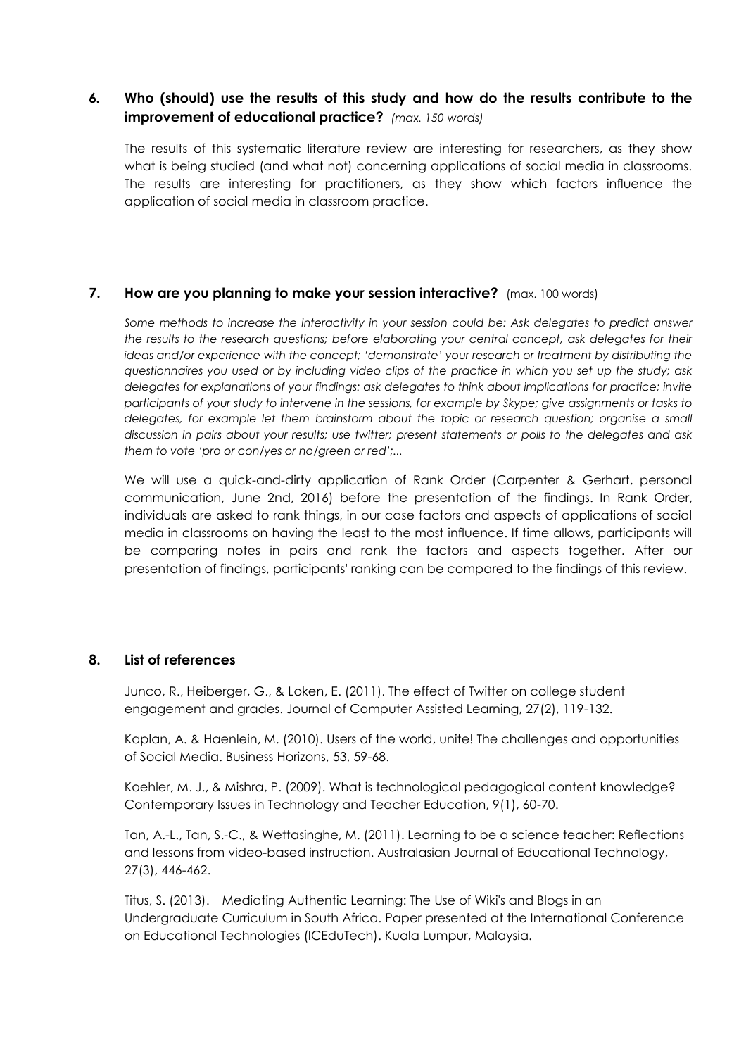### 6. Who (should) use the results of this study and how do the results contribute to the improvement of educational practice? *(max. 150 words)*

The results of this systematic literature review are interesting for researchers, as they show what is being studied (and what not) concerning applications of social media in classrooms. The results are interesting for practitioners, as they show which factors influence the application of social media in classroom practice.

### 7. How are you planning to make your session interactive? (max. 100 words)

*Some methods to increase the interactivity in your session could be: Ask delegates to predict answer the results to the research questions; before elaborating your central concept, ask delegates for their ideas and/or experience with the concept; 'demonstrate' your research or treatment by distributing the questionnaires you used or by including video clips of the practice in which you set up the study; ask delegates for explanations of your findings: ask delegates to think about implications for practice; invite participants of your study to intervene in the sessions, for example by Skype; give assignments or tasks to delegates, for example let them brainstorm about the topic or research question; organise a small discussion in pairs about your results; use twitter; present statements or polls to the delegates and ask them to vote 'pro or con/yes or no/green or red';...*

We will use a quick-and-dirty application of Rank Order (Carpenter & Gerhart, personal communication, June 2nd, 2016) before the presentation of the findings. In Rank Order, individuals are asked to rank things, in our case factors and aspects of applications of social media in classrooms on having the least to the most influence. If time allows, participants will be comparing notes in pairs and rank the factors and aspects together. After our presentation of findings, participants' ranking can be compared to the findings of this review.

### 8. List of references

Junco, R., Heiberger, G., & Loken, E. (2011). The effect of Twitter on college student engagement and grades. Journal of Computer Assisted Learning, 27(2), 119-132.

Kaplan, A. & Haenlein, M. (2010). Users of the world, unite! The challenges and opportunities of Social Media. Business Horizons, 53, 59-68.

Koehler, M. J., & Mishra, P. (2009). What is technological pedagogical content knowledge? Contemporary Issues in Technology and Teacher Education, 9(1), 60-70.

Tan, A.-L., Tan, S.-C., & Wettasinghe, M. (2011). Learning to be a science teacher: Reflections and lessons from video-based instruction. Australasian Journal of Educational Technology, 27(3), 446-462.

Titus, S. (2013). Mediating Authentic Learning: The Use of Wiki's and Blogs in an Undergraduate Curriculum in South Africa. Paper presented at the International Conference on Educational Technologies (ICEduTech). Kuala Lumpur, Malaysia.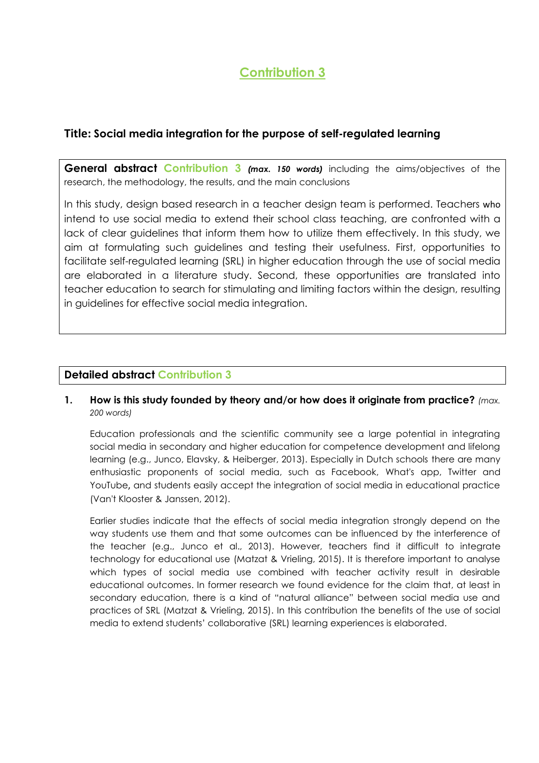# Contribution 3

## Title: Social media integration for the purpose of self-regulated learning

**General abstract Contribution 3** ***(max. 150 words)*** including the aims/objectives of the research, the methodology, the results, and the main conclusions

In this study, design based research in a teacher design team is performed. Teachers who intend to use social media to extend their school class teaching, are confronted with a lack of clear guidelines that inform them how to utilize them effectively. In this study, we aim at formulating such guidelines and testing their usefulness. First, opportunities to facilitate self-regulated learning (SRL) in higher education through the use of social media are elaborated in a literature study. Second, these opportunities are translated into teacher education to search for stimulating and limiting factors within the design, resulting in guidelines for effective social media integration.

**Detailed abstract Contribution 3**

**1. How is this study founded by theory and/or how does it originate from practice?** *(max. 200 words)*

Education professionals and the scientific community see a large potential in integrating social media in secondary and higher education for competence development and lifelong learning (e.g., Junco, Elavsky, & Heiberger, 2013). Especially in Dutch schools there are many enthusiastic proponents of social media, such as Facebook, What's app, Twitter and YouTube, and students easily accept the integration of social media in educational practice (Van't Klooster & Janssen, 2012).

Earlier studies indicate that the effects of social media integration strongly depend on the way students use them and that some outcomes can be influenced by the interference of the teacher (e.g., Junco et al., 2013). However, teachers find it difficult to integrate technology for educational use (Matzat & Vrieling, 2015). It is therefore important to analyse which types of social media use combined with teacher activity result in desirable educational outcomes. In former research we found evidence for the claim that, at least in secondary education, there is a kind of "natural alliance" between social media use and practices of SRL (Matzat & Vrieling, 2015). In this contribution the benefits of the use of social media to extend students' collaborative (SRL) learning experiences is elaborated.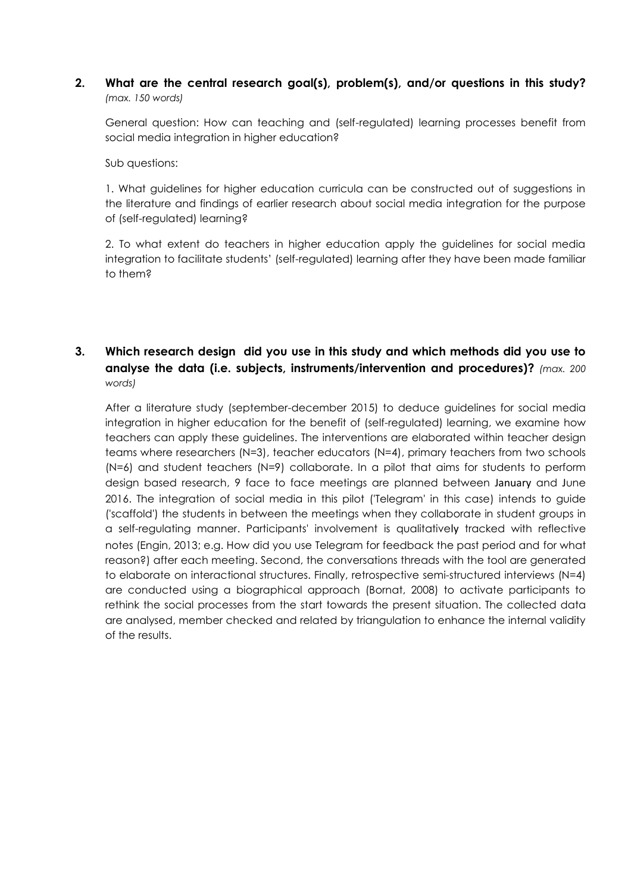**2. What are the central research goal(s), problem(s), and/or questions in this study?** *(max. 150 words)*

General question: How can teaching and (self-regulated) learning processes benefit from social media integration in higher education?

Sub questions:

1. What guidelines for higher education curricula can be constructed out of suggestions in the literature and findings of earlier research about social media integration for the purpose of (self-regulated) learning?

2. To what extent do teachers in higher education apply the guidelines for social media integration to facilitate students' (self-regulated) learning after they have been made familiar to them?

**3. Which research design did you use in this study and which methods did you use to analyse the data (i.e. subjects, instruments/intervention and procedures)?** *(max. 200 words)*

After a literature study (september-december 2015) to deduce guidelines for social media integration in higher education for the benefit of (self-regulated) learning, we examine how teachers can apply these guidelines. The interventions are elaborated within teacher design teams where researchers (N=3), teacher educators (N=4), primary teachers from two schools (N=6) and student teachers (N=9) collaborate. In a pilot that aims for students to perform design based research, 9 face to face meetings are planned between January and June 2016. The integration of social media in this pilot ('Telegram' in this case) intends to guide ('scaffold') the students in between the meetings when they collaborate in student groups in a self-regulating manner. Participants' involvement is qualitatively tracked with reflective notes (Engin, 2013; e.g. How did you use Telegram for feedback the past period and for what reason?) after each meeting. Second, the conversations threads with the tool are generated to elaborate on interactional structures. Finally, retrospective semi-structured interviews (N=4) are conducted using a biographical approach (Bornat, 2008) to activate participants to rethink the social processes from the start towards the present situation. The collected data are analysed, member checked and related by triangulation to enhance the internal validity of the results.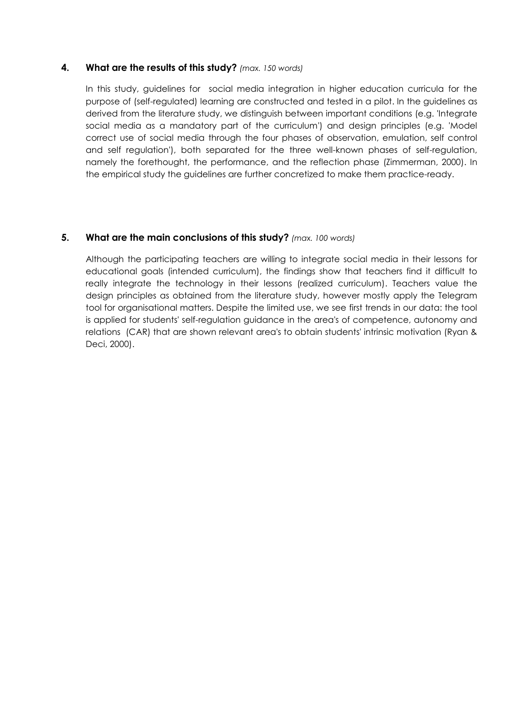## 4. What are the results of this study? *(max. 150 words)*

In this study, guidelines for social media integration in higher education curricula for the purpose of (self-regulated) learning are constructed and tested in a pilot. In the guidelines as derived from the literature study, we distinguish between important conditions (e.g. 'Integrate social media as a mandatory part of the curriculum') and design principles (e.g. 'Model correct use of social media through the four phases of observation, emulation, self control and self regulation'), both separated for the three well-known phases of self-regulation, namely the forethought, the performance, and the reflection phase (Zimmerman, 2000). In the empirical study the guidelines are further concretized to make them practice-ready.

## 5. What are the main conclusions of this study? *(max. 100 words)*

Although the participating teachers are willing to integrate social media in their lessons for educational goals (intended curriculum), the findings show that teachers find it difficult to really integrate the technology in their lessons (realized curriculum). Teachers value the design principles as obtained from the literature study, however mostly apply the Telegram tool for organisational matters. Despite the limited use, we see first trends in our data: the tool is applied for students' self-regulation guidance in the area's of competence, autonomy and relations (CAR) that are shown relevant area's to obtain students' intrinsic motivation (Ryan & Deci, 2000).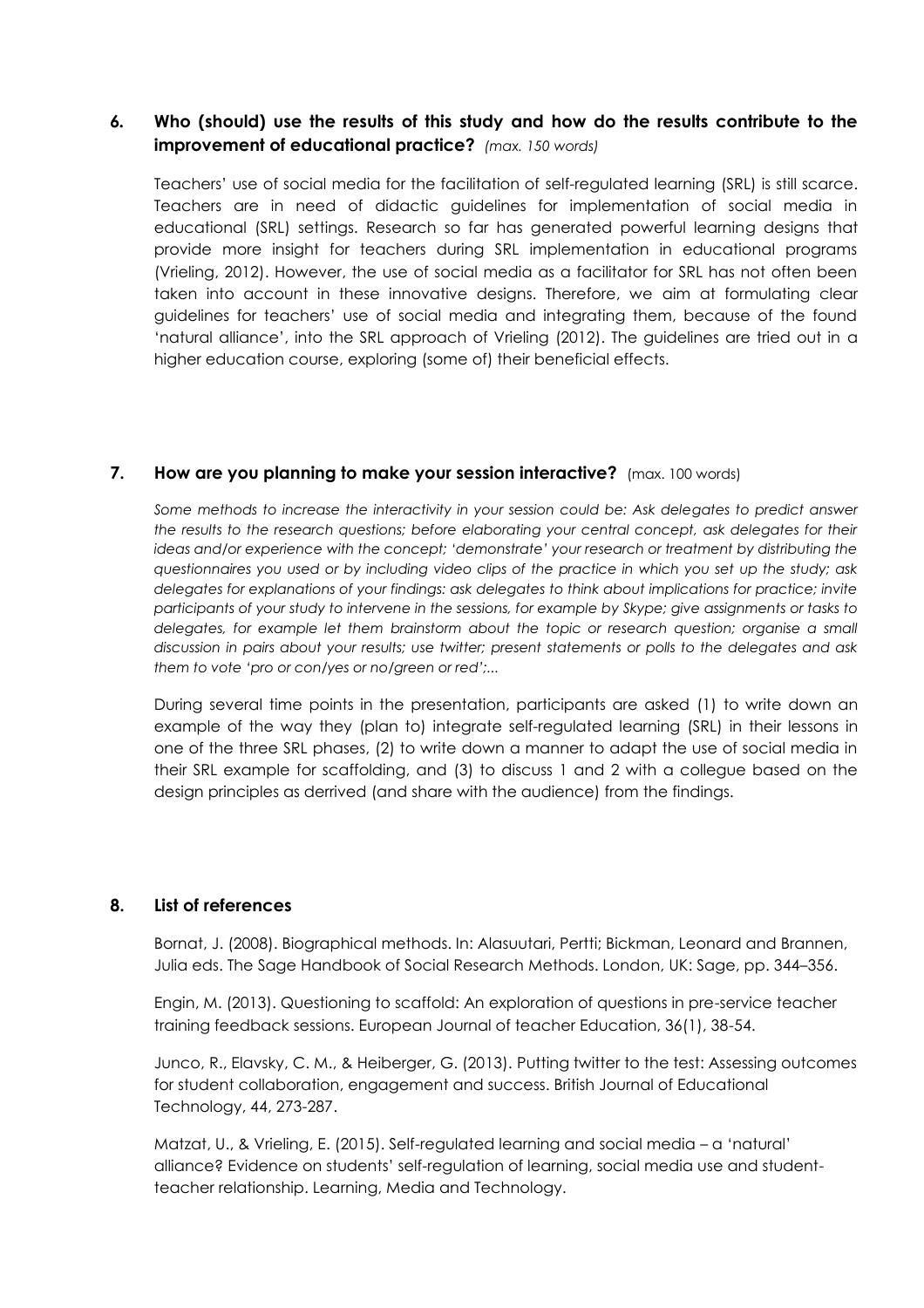## 6. Who (should) use the results of this study and how do the results contribute to the improvement of educational practice? *(max. 150 words)*

Teachers' use of social media for the facilitation of self-regulated learning (SRL) is still scarce. Teachers are in need of didactic guidelines for implementation of social media in educational (SRL) settings. Research so far has generated powerful learning designs that provide more insight for teachers during SRL implementation in educational programs (Vrieling, 2012). However, the use of social media as a facilitator for SRL has not often been taken into account in these innovative designs. Therefore, we aim at formulating clear guidelines for teachers' use of social media and integrating them, because of the found 'natural alliance', into the SRL approach of Vrieling (2012). The guidelines are tried out in a higher education course, exploring (some of) their beneficial effects.

## 7. How are you planning to make your session interactive? (max. 100 words)

*Some methods to increase the interactivity in your session could be: Ask delegates to predict answer the results to the research questions; before elaborating your central concept, ask delegates for their ideas and/or experience with the concept; 'demonstrate' your research or treatment by distributing the questionnaires you used or by including video clips of the practice in which you set up the study; ask delegates for explanations of your findings: ask delegates to think about implications for practice; invite participants of your study to intervene in the sessions, for example by Skype; give assignments or tasks to delegates, for example let them brainstorm about the topic or research question; organise a small discussion in pairs about your results; use twitter; present statements or polls to the delegates and ask them to vote 'pro or con/yes or no/green or red';...*

During several time points in the presentation, participants are asked (1) to write down an example of the way they (plan to) integrate self-regulated learning (SRL) in their lessons in one of the three SRL phases, (2) to write down a manner to adapt the use of social media in their SRL example for scaffolding, and (3) to discuss 1 and 2 with a collegue based on the design principles as derrived (and share with the audience) from the findings.

## 8. List of references

Bornat, J. (2008). Biographical methods. In: Alasuutari, Pertti; Bickman, Leonard and Brannen, Julia eds. The Sage Handbook of Social Research Methods. London, UK: Sage, pp. 344–356.

Engin, M. (2013). Questioning to scaffold: An exploration of questions in pre-service teacher training feedback sessions. European Journal of teacher Education, 36(1), 38-54.

Junco, R., Elavsky, C. M., & Heiberger, G. (2013). Putting twitter to the test: Assessing outcomes for student collaboration, engagement and success. British Journal of Educational Technology, 44, 273-287.

Matzat, U., & Vrieling, E. (2015). Self-regulated learning and social media – a 'natural' alliance? Evidence on students' self-regulation of learning, social media use and student-teacher relationship. Learning, Media and Technology.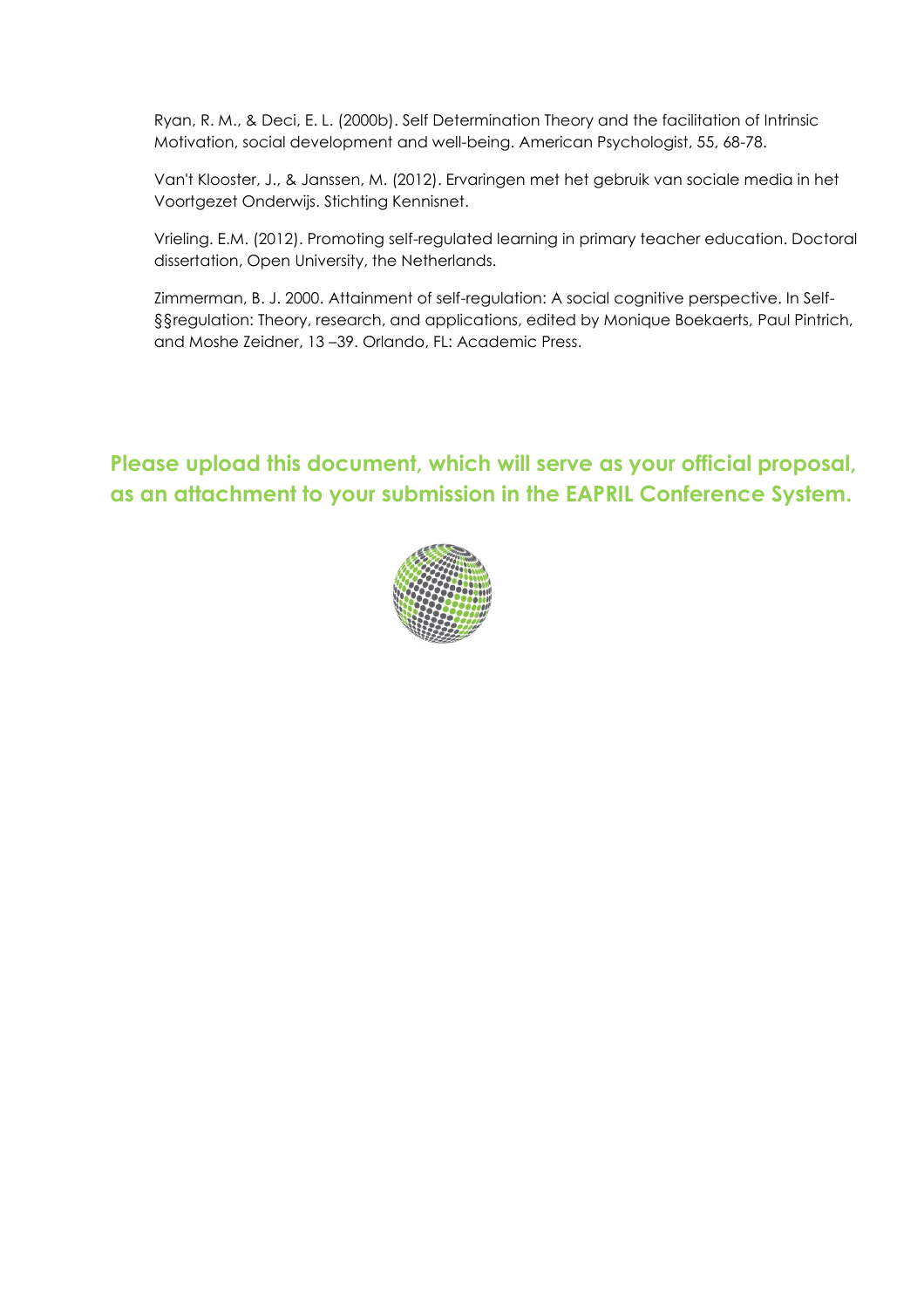Ryan, R. M., & Deci, E. L. (2000b). Self Determination Theory and the facilitation of Intrinsic Motivation, social development and well-being. American Psychologist, 55, 68-78.

Van't Klooster, J., & Janssen, M. (2012). Ervaringen met het gebruik van sociale media in het Voortgezet Onderwijs. Stichting Kennisnet.

Vrieling. E.M. (2012). Promoting self-regulated learning in primary teacher education. Doctoral dissertation, Open University, the Netherlands.

Zimmerman, B. J. 2000. Attainment of self-regulation: A social cognitive perspective. In Self-§§regulation: Theory, research, and applications, edited by Monique Boekaerts, Paul Pintrich, and Moshe Zeidner, 13 –39. Orlando, FL: Academic Press.

**Please upload this document, which will serve as your official proposal, as an attachment to your submission in the EAPRIL Conference System.**